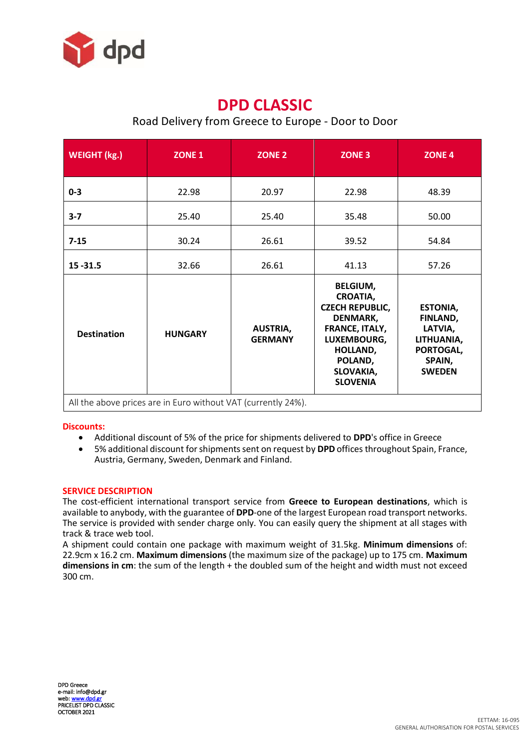# DPD CLASSIC

Road Delivery from Greece to Europe - Door to Door

| WEIGHT (kg.) | ZONE 1 | ZONE 2 | ZONE 3 | ZONE 4 |
|---|---|---|---|---|
| **0-3** | 22.98 | 20.97 | 22.98 | 48.39 |
| **3-7** | 25.40 | 25.40 | 35.48 | 50.00 |
| **7-15** | 30.24 | 26.61 | 39.52 | 54.84 |
| **15 -31.5** | 32.66 | 26.61 | 41.13 | 57.26 |
| **Destination** | **HUNGARY** | **AUSTRIA, GERMANY** | **BELGIUM, CROATIA, CZECH REPUBLIC, DENMARK, FRANCE, ITALY, LUXEMBOURG, HOLLAND, POLAND, SLOVAKIA, SLOVENIA** | **ESTONIA, FINLAND, LATVIA, LITHUANIA, PORTOGAL, SPAIN, SWEDEN** |
| All the above prices are in Euro without VAT (currently 24%). | | | | |

**Discounts:**

- Additional discount of 5% of the price for shipments delivered to **DPD**'s office in Greece
- 5% additional discount for shipments sent on request by **DPD** offices throughout Spain, France, Austria, Germany, Sweden, Denmark and Finland.

**SERVICE DESCRIPTION**

The cost-efficient international transport service from **Greece to European destinations**, which is available to anybody, with the guarantee of **DPD**-one of the largest European road transport networks. The service is provided with sender charge only. You can easily query the shipment at all stages with track & trace web tool.

A shipment could contain one package with maximum weight of 31.5kg. **Minimum dimensions** of: 22.9cm x 16.2 cm. **Maximum dimensions** (the maximum size of the package) up to 175 cm. **Maximum dimensions in cm**: the sum of the length + the doubled sum of the height and width must not exceed 300 cm.

DPD Greece
e-mail: info@dpd.gr
web: www.dpd.gr
PRICELIST DPD CLASSIC
OCTOBER 2021

EETTAM: 16-095
GENERAL AUTHORISATION FOR POSTAL SERVICES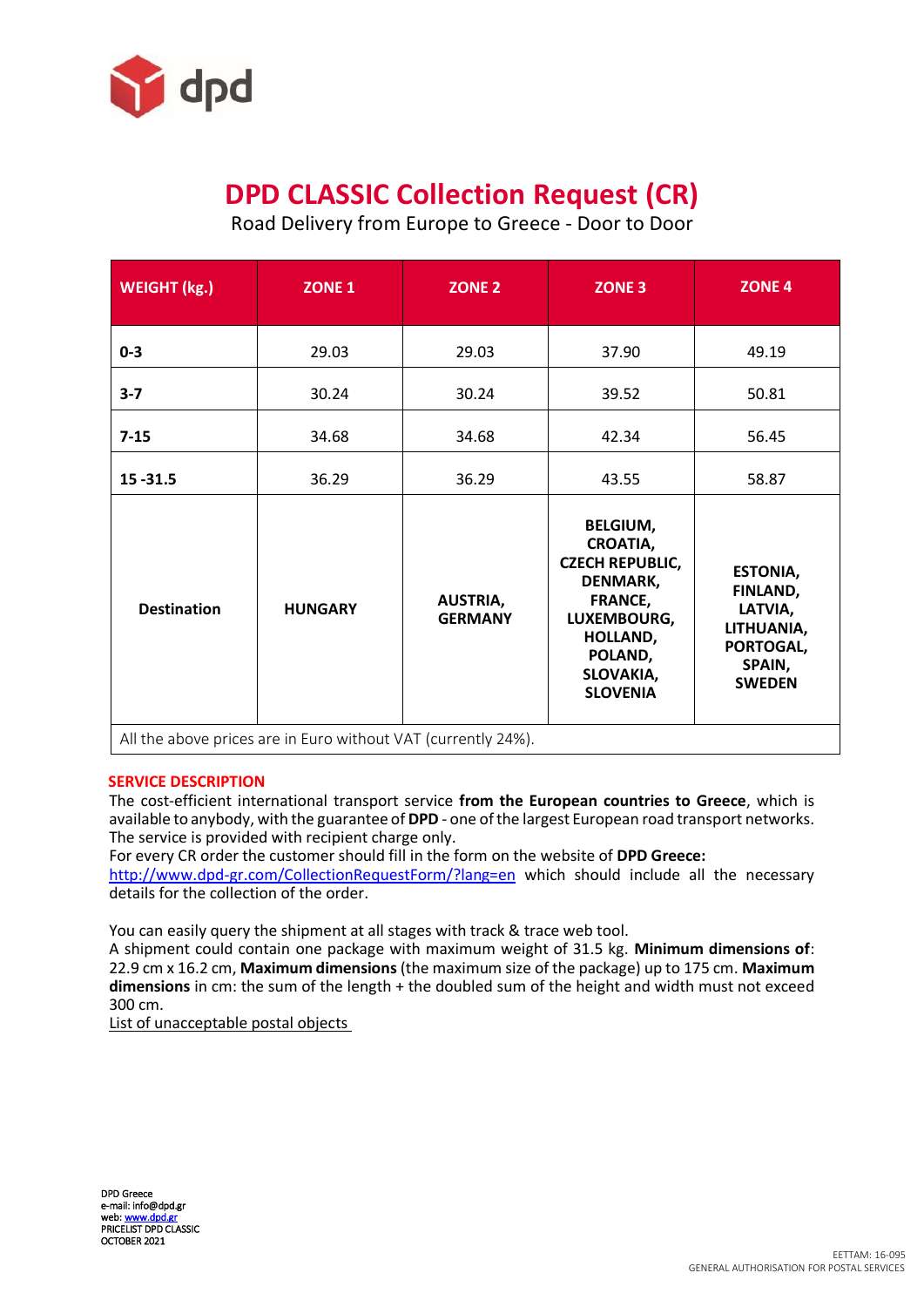# DPD CLASSIC Collection Request (CR)

Road Delivery from Europe to Greece - Door to Door

| WEIGHT (kg.) | ZONE 1 | ZONE 2 | ZONE 3 | ZONE 4 |
|---|---|---|---|---|
| **0-3** | 29.03 | 29.03 | 37.90 | 49.19 |
| **3-7** | 30.24 | 30.24 | 39.52 | 50.81 |
| **7-15** | 34.68 | 34.68 | 42.34 | 56.45 |
| **15 -31.5** | 36.29 | 36.29 | 43.55 | 58.87 |
| **Destination** | **HUNGARY** | **AUSTRIA, GERMANY** | **BELGIUM, CROATIA, CZECH REPUBLIC, DENMARK, FRANCE, LUXEMBOURG, HOLLAND, POLAND, SLOVAKIA, SLOVENIA** | **ESTONIA, FINLAND, LATVIA, LITHUANIA, PORTOGAL, SPAIN, SWEDEN** |
| All the above prices are in Euro without VAT (currently 24%). | | | | |

## SERVICE DESCRIPTION

The cost-efficient international transport service **from the European countries to Greece**, which is available to anybody, with the guarantee of **DPD** - one of the largest European road transport networks. The service is provided with recipient charge only.
For every CR order the customer should fill in the form on the website of **DPD Greece:** http://www.dpd-gr.com/CollectionRequestForm/?lang=en which should include all the necessary details for the collection of the order.

You can easily query the shipment at all stages with track & trace web tool.
A shipment could contain one package with maximum weight of 31.5 kg. **Minimum dimensions of**: 22.9 cm x 16.2 cm, **Maximum dimensions** (the maximum size of the package) up to 175 cm. **Maximum dimensions** in cm: the sum of the length + the doubled sum of the height and width must not exceed 300 cm.
List of unacceptable postal objects

DPD Greece
e-mail: info@dpd.gr
web: www.dpd.gr
PRICELIST DPD CLASSIC
OCTOBER 2021

EETTAM: 16-095
GENERAL AUTHORISATION FOR POSTAL SERVICES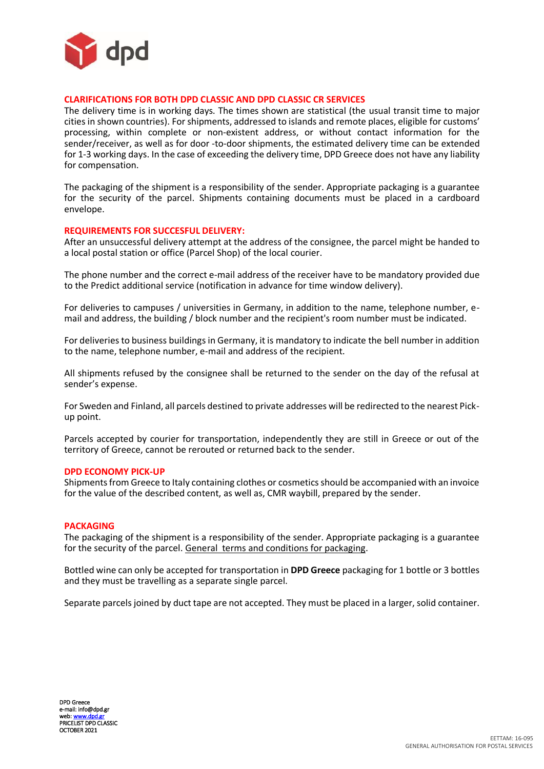## CLARIFICATIONS FOR BOTH DPD CLASSIC AND DPD CLASSIC CR SERVICES

The delivery time is in working days. The times shown are statistical (the usual transit time to major cities in shown countries). For shipments, addressed to islands and remote places, eligible for customs' processing, within complete or non-existent address, or without contact information for the sender/receiver, as well as for door -to-door shipments, the estimated delivery time can be extended for 1-3 working days. In the case of exceeding the delivery time, DPD Greece does not have any liability for compensation.

The packaging of the shipment is a responsibility of the sender. Appropriate packaging is a guarantee for the security of the parcel. Shipments containing documents must be placed in a cardboard envelope.

## REQUIREMENTS FOR SUCCESFUL DELIVERY:

After an unsuccessful delivery attempt at the address of the consignee, the parcel might be handed to a local postal station or office (Parcel Shop) of the local courier.

The phone number and the correct e-mail address of the receiver have to be mandatory provided due to the Predict additional service (notification in advance for time window delivery).

For deliveries to campuses / universities in Germany, in addition to the name, telephone number, e-mail and address, the building / block number and the recipient's room number must be indicated.

For deliveries to business buildings in Germany, it is mandatory to indicate the bell number in addition to the name, telephone number, e-mail and address of the recipient.

All shipments refused by the consignee shall be returned to the sender on the day of the refusal at sender's expense.

For Sweden and Finland, all parcels destined to private addresses will be redirected to the nearest Pick-up point.

Parcels accepted by courier for transportation, independently they are still in Greece or out of the territory of Greece, cannot be rerouted or returned back to the sender.

## DPD ECONOMY PICK-UP

Shipments from Greece to Italy containing clothes or cosmetics should be accompanied with an invoice for the value of the described content, as well as, CMR waybill, prepared by the sender.

## PACKAGING

The packaging of the shipment is a responsibility of the sender. Appropriate packaging is a guarantee for the security of the parcel. General terms and conditions for packaging.

Bottled wine can only be accepted for transportation in **DPD Greece** packaging for 1 bottle or 3 bottles and they must be travelling as a separate single parcel.

Separate parcels joined by duct tape are not accepted. They must be placed in a larger, solid container.

DPD Greece
e-mail: info@dpd.gr
web: www.dpd.gr
PRICELIST DPD CLASSIC
OCTOBER 2021

EETTAM: 16-095
GENERAL AUTHORISATION FOR POSTAL SERVICES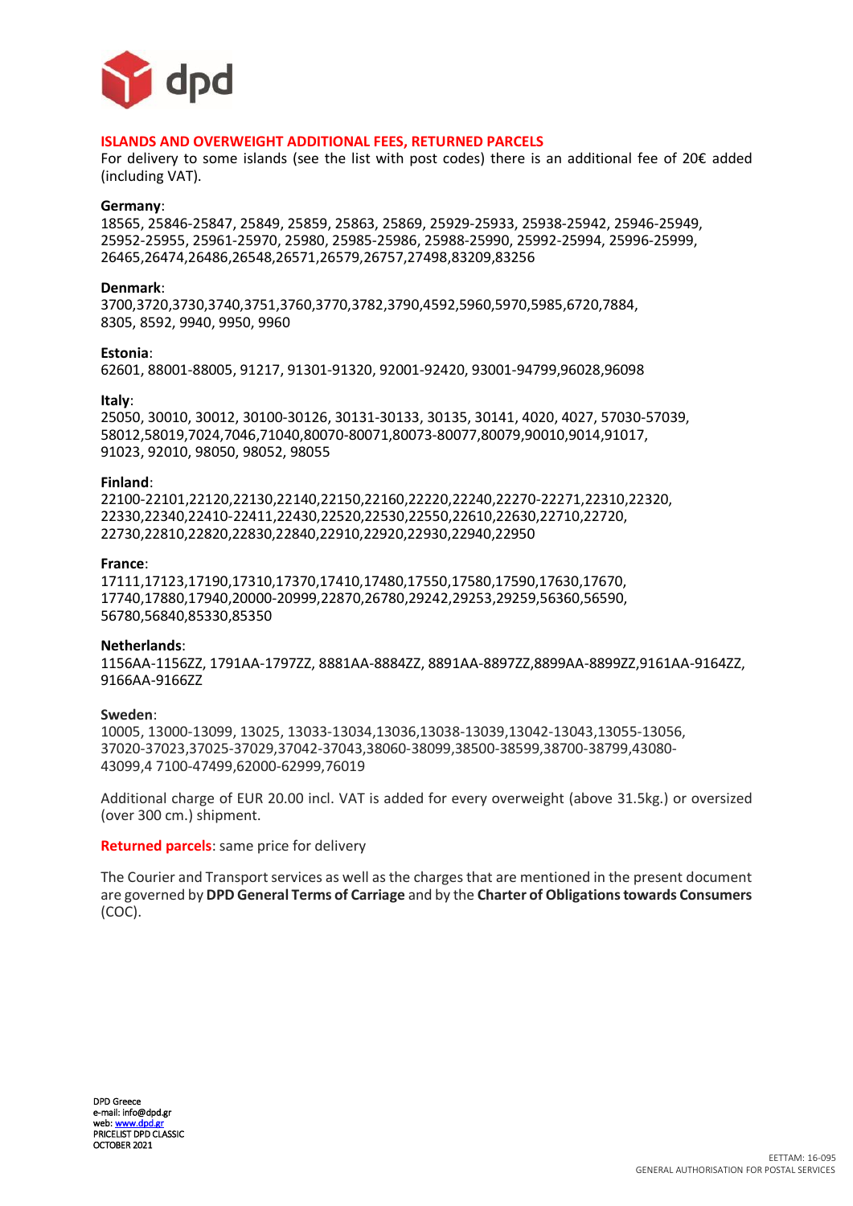## ISLANDS AND OVERWEIGHT ADDITIONAL FEES, RETURNED PARCELS

For delivery to some islands (see the list with post codes) there is an additional fee of 20€ added (including VAT).

**Germany**:
18565, 25846-25847, 25849, 25859, 25863, 25869, 25929-25933, 25938-25942, 25946-25949, 25952-25955, 25961-25970, 25980, 25985-25986, 25988-25990, 25992-25994, 25996-25999, 26465,26474,26486,26548,26571,26579,26757,27498,83209,83256

**Denmark**:
3700,3720,3730,3740,3751,3760,3770,3782,3790,4592,5960,5970,5985,6720,7884, 8305, 8592, 9940, 9950, 9960

**Estonia**:
62601, 88001-88005, 91217, 91301-91320, 92001-92420, 93001-94799,96028,96098

**Italy**:
25050, 30010, 30012, 30100-30126, 30131-30133, 30135, 30141, 4020, 4027, 57030-57039, 58012,58019,7024,7046,71040,80070-80071,80073-80077,80079,90010,9014,91017, 91023, 92010, 98050, 98052, 98055

**Finland**:
22100-22101,22120,22130,22140,22150,22160,22220,22240,22270-22271,22310,22320, 22330,22340,22410-22411,22430,22520,22530,22550,22610,22630,22710,22720, 22730,22810,22820,22830,22840,22910,22920,22930,22940,22950

**France**:
17111,17123,17190,17310,17370,17410,17480,17550,17580,17590,17630,17670, 17740,17880,17940,20000-20999,22870,26780,29242,29253,29259,56360,56590, 56780,56840,85330,85350

**Netherlands**:
1156AA-1156ZZ, 1791AA-1797ZZ, 8881AA-8884ZZ, 8891AA-8897ZZ,8899AA-8899ZZ,9161AA-9164ZZ, 9166AA-9166ZZ

**Sweden**:
10005, 13000-13099, 13025, 13033-13034,13036,13038-13039,13042-13043,13055-13056, 37020-37023,37025-37029,37042-37043,38060-38099,38500-38599,38700-38799,43080-43099,4 7100-47499,62000-62999,76019

Additional charge of EUR 20.00 incl. VAT is added for every overweight (above 31.5kg.) or oversized (over 300 cm.) shipment.

**Returned parcels**: same price for delivery

The Courier and Transport services as well as the charges that are mentioned in the present document are governed by **DPD General Terms of Carriage** and by the **Charter of Obligations towards Consumers** (COC).

DPD Greece
e-mail: info@dpd.gr
web: www.dpd.gr
PRICELIST DPD CLASSIC
OCTOBER 2021

EETTAM: 16-095
GENERAL AUTHORISATION FOR POSTAL SERVICES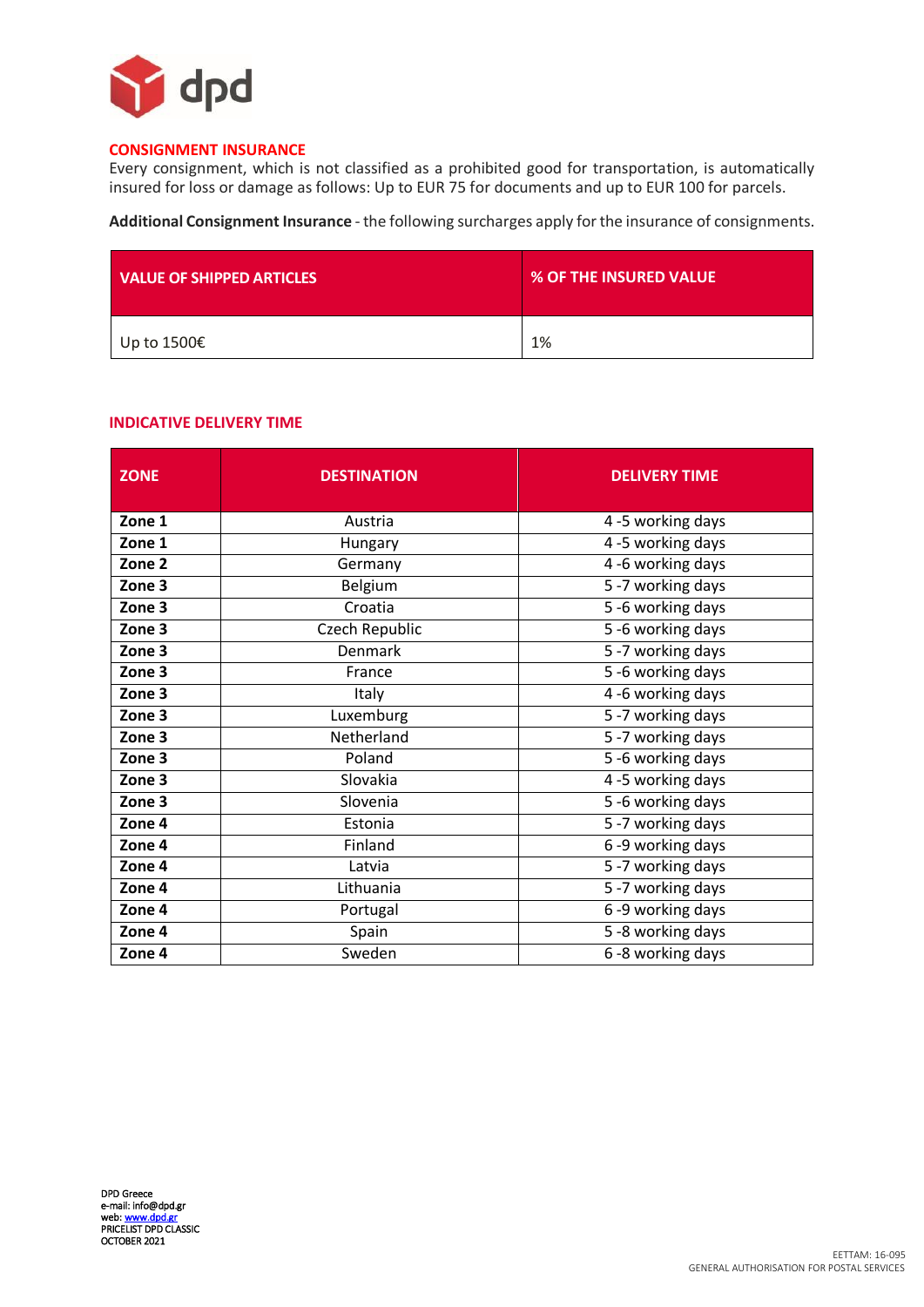## CONSIGNMENT INSURANCE

Every consignment, which is not classified as a prohibited good for transportation, is automatically insured for loss or damage as follows: Up to EUR 75 for documents and up to EUR 100 for parcels.

**Additional Consignment Insurance** - the following surcharges apply for the insurance of consignments.

| VALUE OF SHIPPED ARTICLES | % OF THE INSURED VALUE |
|---|---|
| Up to 1500€ | 1% |

## INDICATIVE DELIVERY TIME

| ZONE | DESTINATION | DELIVERY TIME |
|---|---|---|
| **Zone 1** | Austria | 4 -5 working days |
| **Zone 1** | Hungary | 4 -5 working days |
| **Zone 2** | Germany | 4 -6 working days |
| **Zone 3** | Belgium | 5 -7 working days |
| **Zone 3** | Croatia | 5 -6 working days |
| **Zone 3** | Czech Republic | 5 -6 working days |
| **Zone 3** | Denmark | 5 -7 working days |
| **Zone 3** | France | 5 -6 working days |
| **Zone 3** | Italy | 4 -6 working days |
| **Zone 3** | Luxemburg | 5 -7 working days |
| **Zone 3** | Netherland | 5 -7 working days |
| **Zone 3** | Poland | 5 -6 working days |
| **Zone 3** | Slovakia | 4 -5 working days |
| **Zone 3** | Slovenia | 5 -6 working days |
| **Zone 4** | Estonia | 5 -7 working days |
| **Zone 4** | Finland | 6 -9 working days |
| **Zone 4** | Latvia | 5 -7 working days |
| **Zone 4** | Lithuania | 5 -7 working days |
| **Zone 4** | Portugal | 6 -9 working days |
| **Zone 4** | Spain | 5 -8 working days |
| **Zone 4** | Sweden | 6 -8 working days |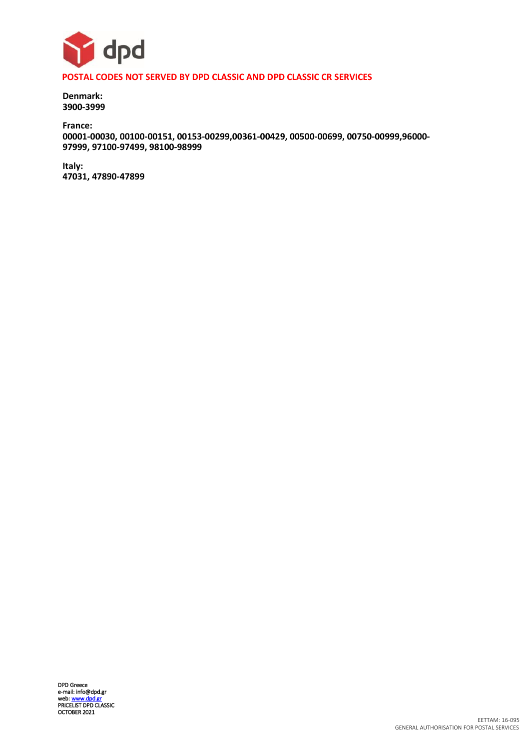## POSTAL CODES NOT SERVED BY DPD CLASSIC AND DPD CLASSIC CR SERVICES

**Denmark:**
**3900-3999**

**France:**
**00001-00030, 00100-00151, 00153-00299,00361-00429, 00500-00699, 00750-00999,96000-97999, 97100-97499, 98100-98999**

**Italy:**
**47031, 47890-47899**

DPD Greece
e-mail: info@dpd.gr
web: www.dpd.gr
PRICELIST DPD CLASSIC
OCTOBER 2021

EETTAM: 16-095
GENERAL AUTHORISATION FOR POSTAL SERVICES